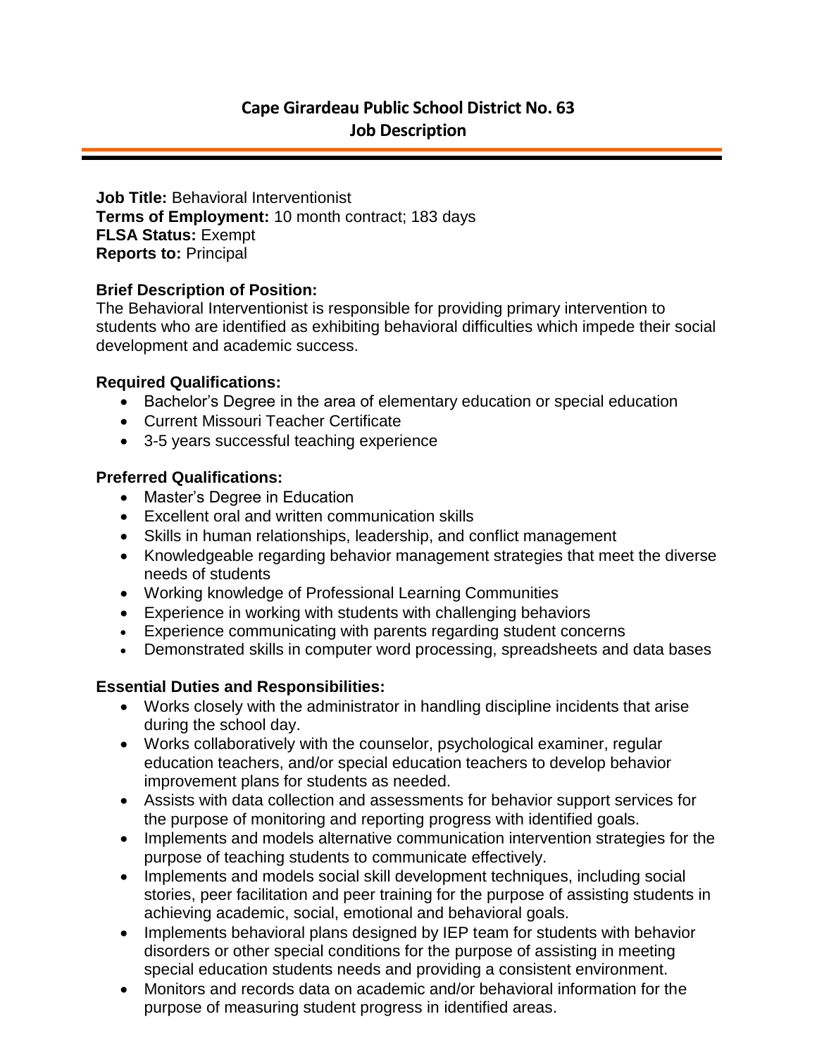# Cape Girardeau Public School District No. 63
## Job Description

**Job Title:** Behavioral Interventionist
**Terms of Employment:** 10 month contract; 183 days
**FLSA Status:** Exempt
**Reports to:** Principal

### Brief Description of Position:

The Behavioral Interventionist is responsible for providing primary intervention to students who are identified as exhibiting behavioral difficulties which impede their social development and academic success.

### Required Qualifications:

- Bachelor's Degree in the area of elementary education or special education
- Current Missouri Teacher Certificate
- 3-5 years successful teaching experience

### Preferred Qualifications:

- Master's Degree in Education
- Excellent oral and written communication skills
- Skills in human relationships, leadership, and conflict management
- Knowledgeable regarding behavior management strategies that meet the diverse needs of students
- Working knowledge of Professional Learning Communities
- Experience in working with students with challenging behaviors
- Experience communicating with parents regarding student concerns
- Demonstrated skills in computer word processing, spreadsheets and data bases

### Essential Duties and Responsibilities:

- Works closely with the administrator in handling discipline incidents that arise during the school day.
- Works collaboratively with the counselor, psychological examiner, regular education teachers, and/or special education teachers to develop behavior improvement plans for students as needed.
- Assists with data collection and assessments for behavior support services for the purpose of monitoring and reporting progress with identified goals.
- Implements and models alternative communication intervention strategies for the purpose of teaching students to communicate effectively.
- Implements and models social skill development techniques, including social stories, peer facilitation and peer training for the purpose of assisting students in achieving academic, social, emotional and behavioral goals.
- Implements behavioral plans designed by IEP team for students with behavior disorders or other special conditions for the purpose of assisting in meeting special education students needs and providing a consistent environment.
- Monitors and records data on academic and/or behavioral information for the purpose of measuring student progress in identified areas.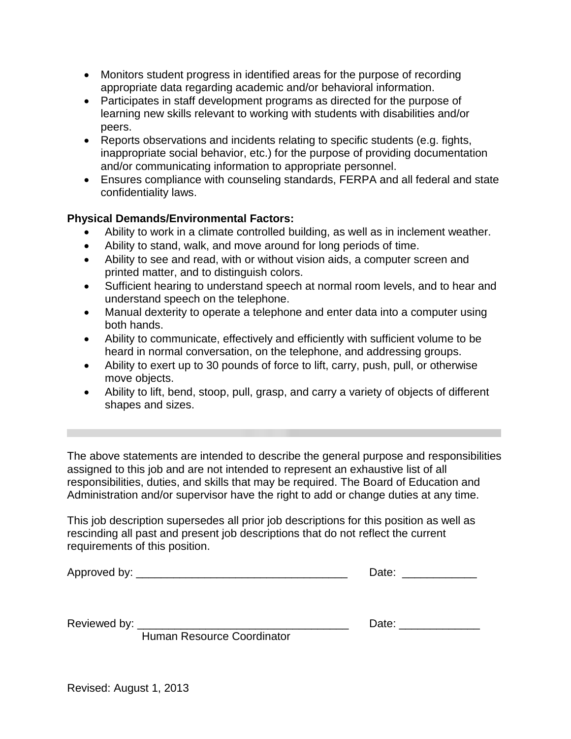- Monitors student progress in identified areas for the purpose of recording appropriate data regarding academic and/or behavioral information.
- Participates in staff development programs as directed for the purpose of learning new skills relevant to working with students with disabilities and/or peers.
- Reports observations and incidents relating to specific students (e.g. fights, inappropriate social behavior, etc.) for the purpose of providing documentation and/or communicating information to appropriate personnel.
- Ensures compliance with counseling standards, FERPA and all federal and state confidentiality laws.

**Physical Demands/Environmental Factors:**

- Ability to work in a climate controlled building, as well as in inclement weather.
- Ability to stand, walk, and move around for long periods of time.
- Ability to see and read, with or without vision aids, a computer screen and printed matter, and to distinguish colors.
- Sufficient hearing to understand speech at normal room levels, and to hear and understand speech on the telephone.
- Manual dexterity to operate a telephone and enter data into a computer using both hands.
- Ability to communicate, effectively and efficiently with sufficient volume to be heard in normal conversation, on the telephone, and addressing groups.
- Ability to exert up to 30 pounds of force to lift, carry, push, pull, or otherwise move objects.
- Ability to lift, bend, stoop, pull, grasp, and carry a variety of objects of different shapes and sizes.

---

The above statements are intended to describe the general purpose and responsibilities assigned to this job and are not intended to represent an exhaustive list of all responsibilities, duties, and skills that may be required. The Board of Education and Administration and/or supervisor have the right to add or change duties at any time.

This job description supersedes all prior job descriptions for this position as well as rescinding all past and present job descriptions that do not reflect the current requirements of this position.

Approved by: ___________________________________ Date: ____________

Reviewed by: ___________________________________ Date: _____________
Human Resource Coordinator

Revised: August 1, 2013